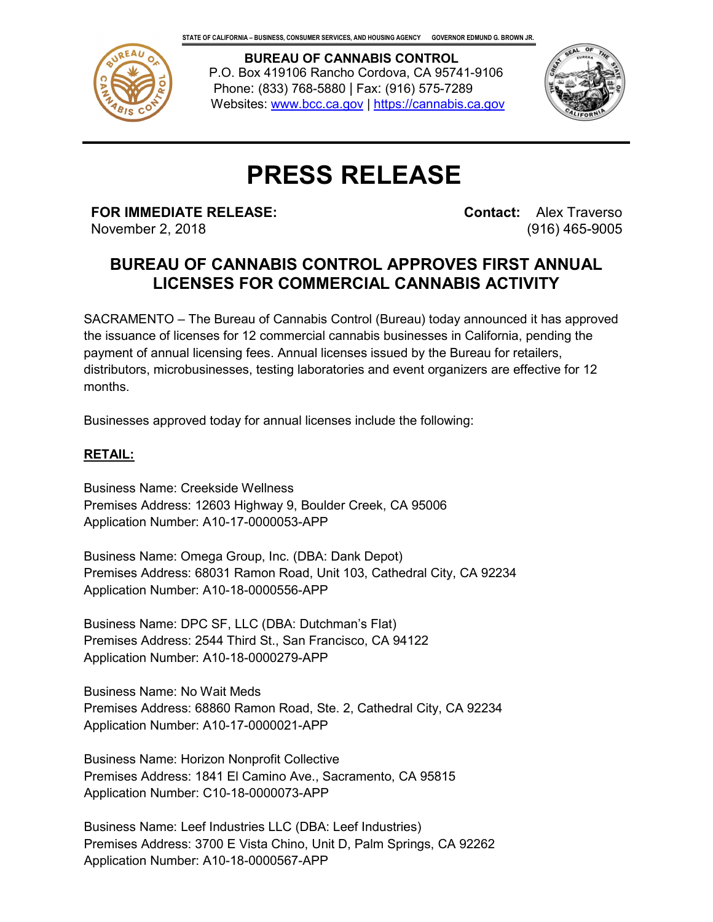STATE OF CALIFORNIA – BUSINESS, CONSUMER SERVICES, AND HOUSING AGENCY    GOVERNOR EDMUND G. BROWN JR.

**BUREAU OF CANNABIS CONTROL**
P.O. Box 419106 Rancho Cordova, CA 95741-9106
Phone: (833) 768-5880 | Fax: (916) 575-7289
Websites: www.bcc.ca.gov | https://cannabis.ca.gov

# PRESS RELEASE

**FOR IMMEDIATE RELEASE:**
November 2, 2018

**Contact:** Alex Traverso
(916) 465-9005

## BUREAU OF CANNABIS CONTROL APPROVES FIRST ANNUAL LICENSES FOR COMMERCIAL CANNABIS ACTIVITY

SACRAMENTO – The Bureau of Cannabis Control (Bureau) today announced it has approved the issuance of licenses for 12 commercial cannabis businesses in California, pending the payment of annual licensing fees. Annual licenses issued by the Bureau for retailers, distributors, microbusinesses, testing laboratories and event organizers are effective for 12 months.

Businesses approved today for annual licenses include the following:

**RETAIL:**

Business Name: Creekside Wellness
Premises Address: 12603 Highway 9, Boulder Creek, CA 95006
Application Number: A10-17-0000053-APP

Business Name: Omega Group, Inc. (DBA: Dank Depot)
Premises Address: 68031 Ramon Road, Unit 103, Cathedral City, CA 92234
Application Number: A10-18-0000556-APP

Business Name: DPC SF, LLC (DBA: Dutchman's Flat)
Premises Address: 2544 Third St., San Francisco, CA 94122
Application Number: A10-18-0000279-APP

Business Name: No Wait Meds
Premises Address: 68860 Ramon Road, Ste. 2, Cathedral City, CA 92234
Application Number: A10-17-0000021-APP

Business Name: Horizon Nonprofit Collective
Premises Address: 1841 El Camino Ave., Sacramento, CA 95815
Application Number: C10-18-0000073-APP

Business Name: Leef Industries LLC (DBA: Leef Industries)
Premises Address: 3700 E Vista Chino, Unit D, Palm Springs, CA 92262
Application Number: A10-18-0000567-APP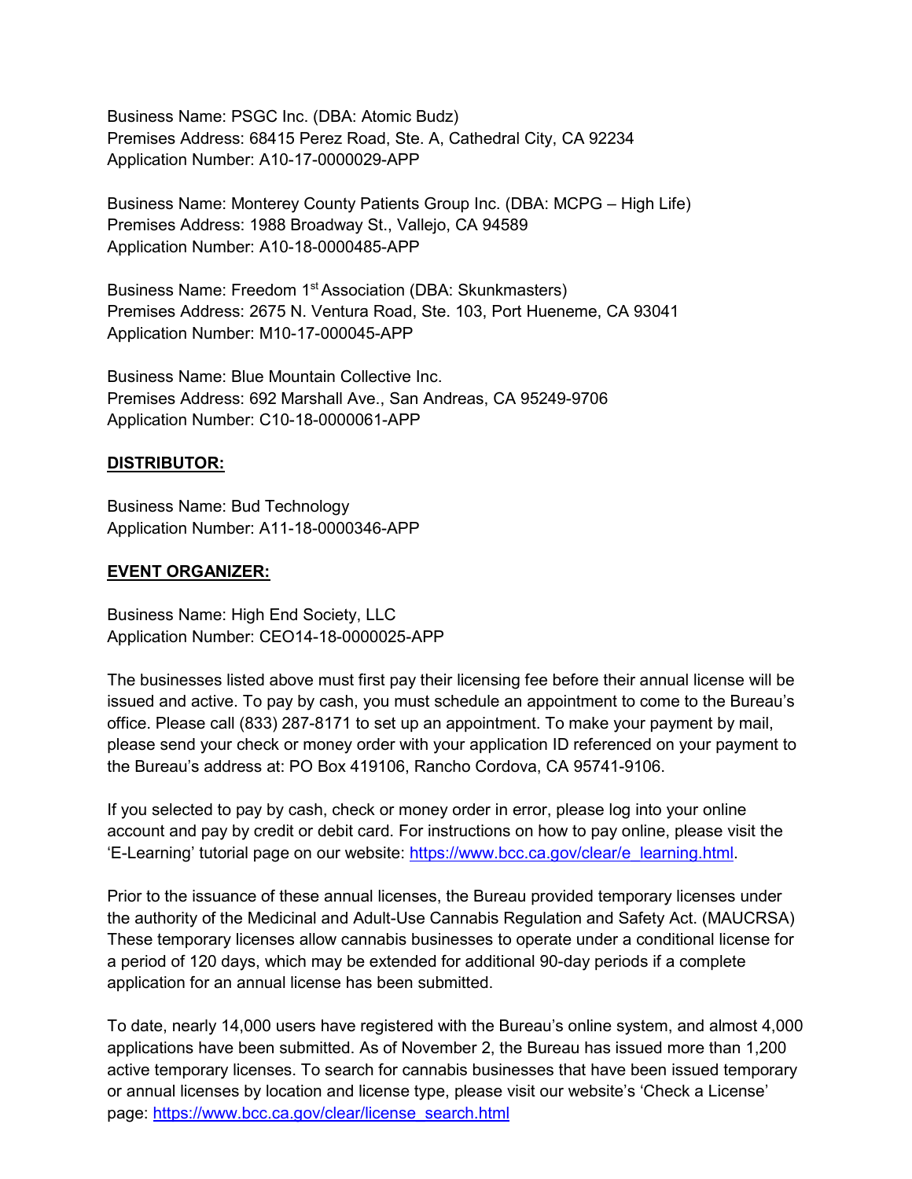Business Name: PSGC Inc. (DBA: Atomic Budz)
Premises Address: 68415 Perez Road, Ste. A, Cathedral City, CA 92234
Application Number: A10-17-0000029-APP

Business Name: Monterey County Patients Group Inc. (DBA: MCPG – High Life)
Premises Address: 1988 Broadway St., Vallejo, CA 94589
Application Number: A10-18-0000485-APP

Business Name: Freedom 1st Association (DBA: Skunkmasters)
Premises Address: 2675 N. Ventura Road, Ste. 103, Port Hueneme, CA 93041
Application Number: M10-17-000045-APP

Business Name: Blue Mountain Collective Inc.
Premises Address: 692 Marshall Ave., San Andreas, CA 95249-9706
Application Number: C10-18-0000061-APP

**DISTRIBUTOR:**

Business Name: Bud Technology
Application Number: A11-18-0000346-APP

**EVENT ORGANIZER:**

Business Name: High End Society, LLC
Application Number: CEO14-18-0000025-APP

The businesses listed above must first pay their licensing fee before their annual license will be issued and active. To pay by cash, you must schedule an appointment to come to the Bureau's office. Please call (833) 287-8171 to set up an appointment. To make your payment by mail, please send your check or money order with your application ID referenced on your payment to the Bureau's address at: PO Box 419106, Rancho Cordova, CA 95741-9106.

If you selected to pay by cash, check or money order in error, please log into your online account and pay by credit or debit card. For instructions on how to pay online, please visit the 'E-Learning' tutorial page on our website: [https://www.bcc.ca.gov/clear/e_learning.html](https://www.bcc.ca.gov/clear/e_learning.html).

Prior to the issuance of these annual licenses, the Bureau provided temporary licenses under the authority of the Medicinal and Adult-Use Cannabis Regulation and Safety Act. (MAUCRSA) These temporary licenses allow cannabis businesses to operate under a conditional license for a period of 120 days, which may be extended for additional 90-day periods if a complete application for an annual license has been submitted.

To date, nearly 14,000 users have registered with the Bureau's online system, and almost 4,000 applications have been submitted. As of November 2, the Bureau has issued more than 1,200 active temporary licenses. To search for cannabis businesses that have been issued temporary or annual licenses by location and license type, please visit our website's 'Check a License' page: [https://www.bcc.ca.gov/clear/license_search.html](https://www.bcc.ca.gov/clear/license_search.html)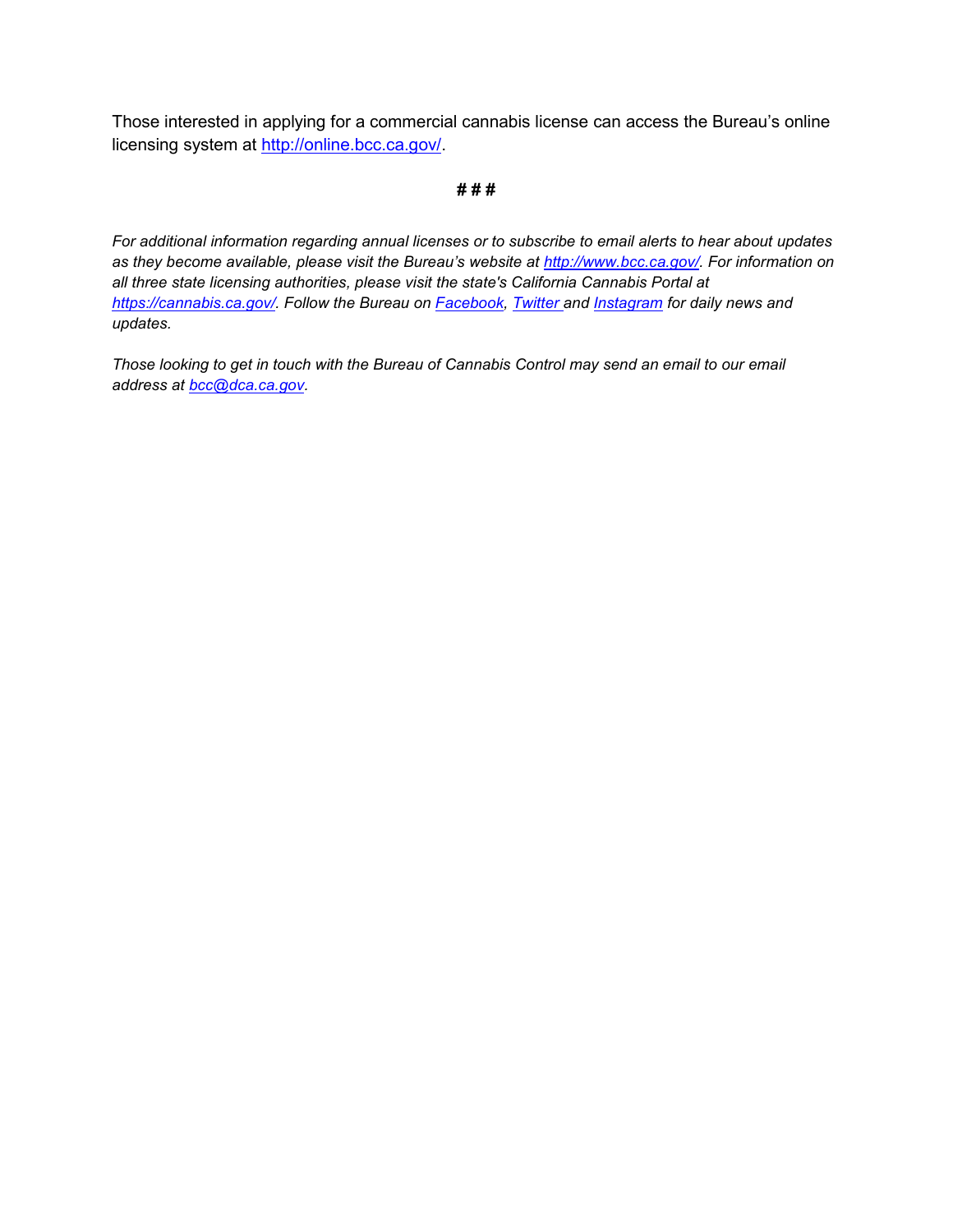Those interested in applying for a commercial cannabis license can access the Bureau's online licensing system at http://online.bcc.ca.gov/.

**# # #**

*For additional information regarding annual licenses or to subscribe to email alerts to hear about updates as they become available, please visit the Bureau's website at http://www.bcc.ca.gov/. For information on all three state licensing authorities, please visit the state's California Cannabis Portal at https://cannabis.ca.gov/. Follow the Bureau on Facebook, Twitter and Instagram for daily news and updates.*

*Those looking to get in touch with the Bureau of Cannabis Control may send an email to our email address at bcc@dca.ca.gov.*